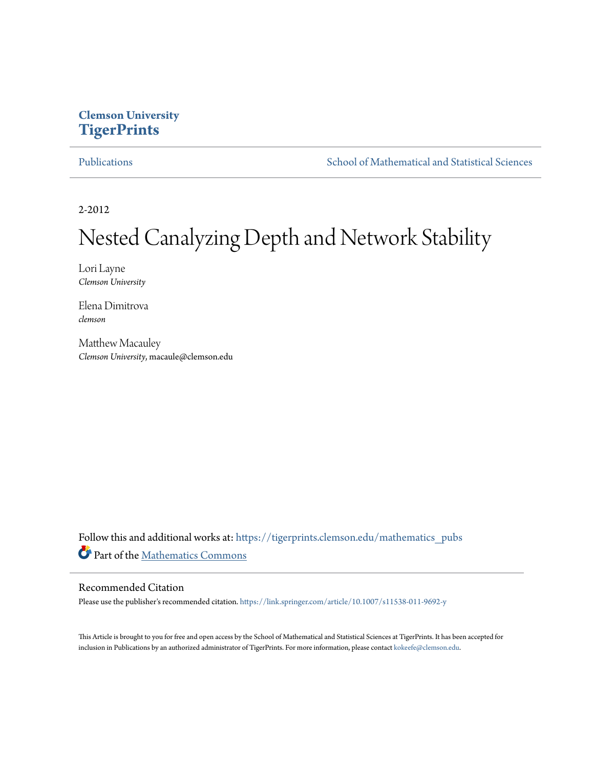Clemson University
**TigerPrints**

Publications | School of Mathematical and Statistical Sciences

2-2012

# Nested Canalyzing Depth and Network Stability

Lori Layne
*Clemson University*

Elena Dimitrova
*clemson*

Matthew Macauley
*Clemson University*, macaule@clemson.edu

Follow this and additional works at: https://tigerprints.clemson.edu/mathematics_pubs

Part of the Mathematics Commons

## Recommended Citation

Please use the publisher's recommended citation. https://link.springer.com/article/10.1007/s11538-011-9692-y

This Article is brought to you for free and open access by the School of Mathematical and Statistical Sciences at TigerPrints. It has been accepted for inclusion in Publications by an authorized administrator of TigerPrints. For more information, please contact kokeefe@clemson.edu.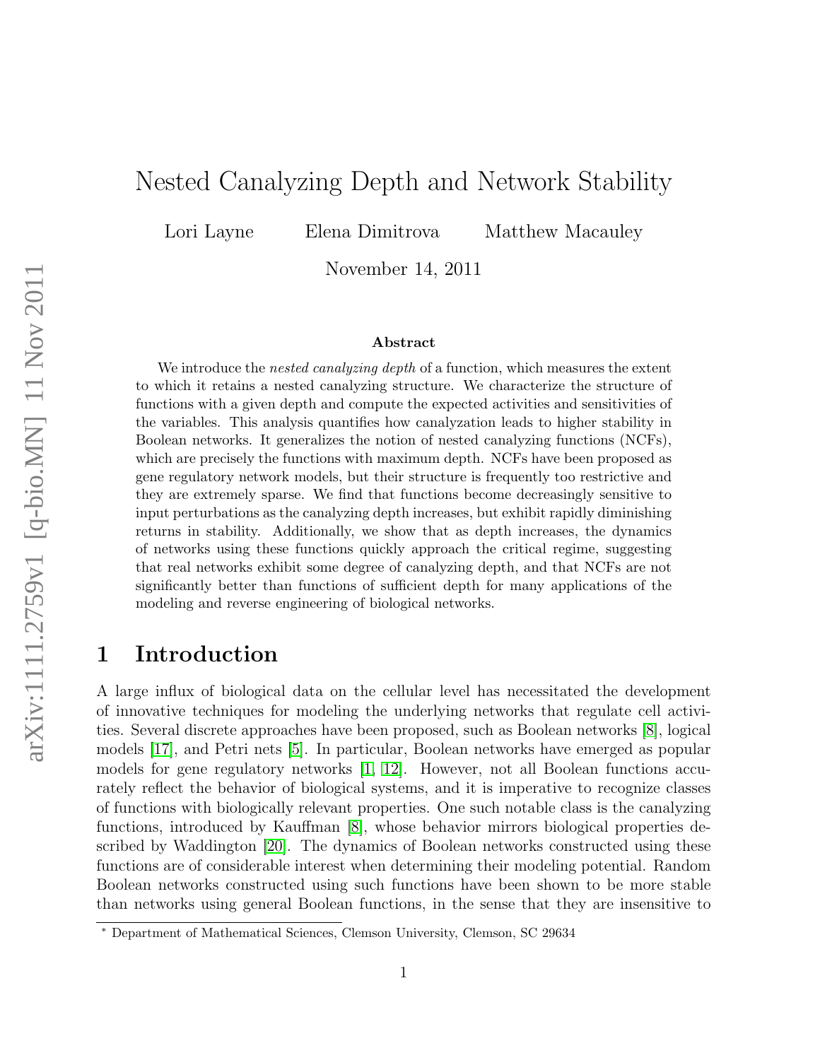# Nested Canalyzing Depth and Network Stability

Lori Layne  Elena Dimitrova  Matthew Macauley

November 14, 2011

arXiv:1111.2759v1 [q-bio.MN] 11 Nov 2011

**Abstract**

We introduce the *nested canalyzing depth* of a function, which measures the extent to which it retains a nested canalyzing structure. We characterize the structure of functions with a given depth and compute the expected activities and sensitivities of the variables. This analysis quantifies how canalyzation leads to higher stability in Boolean networks. It generalizes the notion of nested canalyzing functions (NCFs), which are precisely the functions with maximum depth. NCFs have been proposed as gene regulatory network models, but their structure is frequently too restrictive and they are extremely sparse. We find that functions become decreasingly sensitive to input perturbations as the canalyzing depth increases, but exhibit rapidly diminishing returns in stability. Additionally, we show that as depth increases, the dynamics of networks using these functions quickly approach the critical regime, suggesting that real networks exhibit some degree of canalyzing depth, and that NCFs are not significantly better than functions of sufficient depth for many applications of the modeling and reverse engineering of biological networks.

## 1 Introduction

A large influx of biological data on the cellular level has necessitated the development of innovative techniques for modeling the underlying networks that regulate cell activities. Several discrete approaches have been proposed, such as Boolean networks [8], logical models [17], and Petri nets [5]. In particular, Boolean networks have emerged as popular models for gene regulatory networks [1, 12]. However, not all Boolean functions accurately reflect the behavior of biological systems, and it is imperative to recognize classes of functions with biologically relevant properties. One such notable class is the canalyzing functions, introduced by Kauffman [8], whose behavior mirrors biological properties described by Waddington [20]. The dynamics of Boolean networks constructed using these functions are of considerable interest when determining their modeling potential. Random Boolean networks constructed using such functions have been shown to be more stable than networks using general Boolean functions, in the sense that they are insensitive to

* Department of Mathematical Sciences, Clemson University, Clemson, SC 29634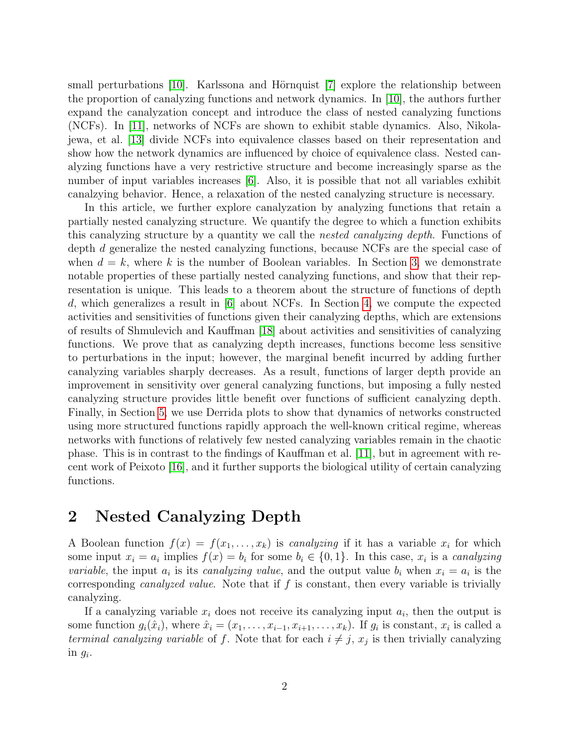small perturbations [10]. Karlssona and Hörnquist [7] explore the relationship between the proportion of canalyzing functions and network dynamics. In [10], the authors further expand the canalyzation concept and introduce the class of nested canalyzing functions (NCFs). In [11], networks of NCFs are shown to exhibit stable dynamics. Also, Nikolajewa, et al. [13] divide NCFs into equivalence classes based on their representation and show how the network dynamics are influenced by choice of equivalence class. Nested canalyzing functions have a very restrictive structure and become increasingly sparse as the number of input variables increases [6]. Also, it is possible that not all variables exhibit canalzying behavior. Hence, a relaxation of the nested canalyzing structure is necessary.

In this article, we further explore canalyzation by analyzing functions that retain a partially nested canalyzing structure. We quantify the degree to which a function exhibits this canalyzing structure by a quantity we call the *nested canalyzing depth*. Functions of depth $d$ generalize the nested canalyzing functions, because NCFs are the special case of when $d = k$, where $k$ is the number of Boolean variables. In Section 3, we demonstrate notable properties of these partially nested canalyzing functions, and show that their representation is unique. This leads to a theorem about the structure of functions of depth $d$, which generalizes a result in [6] about NCFs. In Section 4, we compute the expected activities and sensitivities of functions given their canalyzing depths, which are extensions of results of Shmulevich and Kauffman [18] about activities and sensitivities of canalyzing functions. We prove that as canalyzing depth increases, functions become less sensitive to perturbations in the input; however, the marginal benefit incurred by adding further canalyzing variables sharply decreases. As a result, functions of larger depth provide an improvement in sensitivity over general canalyzing functions, but imposing a fully nested canalyzing structure provides little benefit over functions of sufficient canalyzing depth. Finally, in Section 5, we use Derrida plots to show that dynamics of networks constructed using more structured functions rapidly approach the well-known critical regime, whereas networks with functions of relatively few nested canalyzing variables remain in the chaotic phase. This is in contrast to the findings of Kauffman et al. [11], but in agreement with recent work of Peixoto [16], and it further supports the biological utility of certain canalyzing functions.

## 2 Nested Canalyzing Depth

A Boolean function $f(x) = f(x_1, \dots, x_k)$ is *canalyzing* if it has a variable $x_i$ for which some input $x_i = a_i$ implies $f(x) = b_i$ for some $b_i \in \{0, 1\}$. In this case, $x_i$ is a *canalyzing variable*, the input $a_i$ is its *canalyzing value*, and the output value $b_i$ when $x_i = a_i$ is the corresponding *canalyzed value*. Note that if $f$ is constant, then every variable is trivially canalyzing.

If a canalyzing variable $x_i$ does not receive its canalyzing input $a_i$, then the output is some function $g_i(\hat{x}_i)$, where $\hat{x}_i = (x_1, \dots, x_{i-1}, x_{i+1}, \dots, x_k)$. If $g_i$ is constant, $x_i$ is called a *terminal canalyzing variable* of $f$. Note that for each $i \neq j$, $x_j$ is then trivially canalyzing in $g_i$.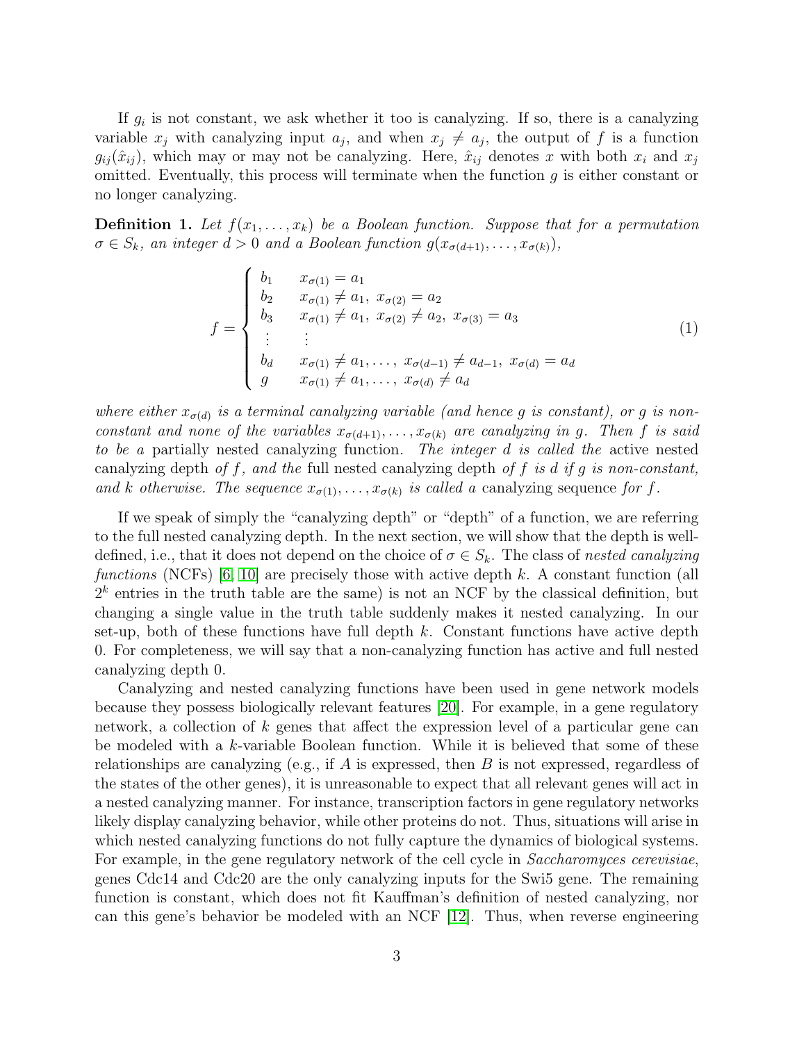If $g_i$ is not constant, we ask whether it too is canalyzing. If so, there is a canalyzing variable $x_j$ with canalyzing input $a_j$, and when $x_j \neq a_j$, the output of $f$ is a function $g_{ij}(\hat{x}_{ij})$, which may or may not be canalyzing. Here, $\hat{x}_{ij}$ denotes $x$ with both $x_i$ and $x_j$ omitted. Eventually, this process will terminate when the function $g$ is either constant or no longer canalyzing.

**Definition 1.** *Let $f(x_1, \dots, x_k)$ be a Boolean function. Suppose that for a permutation $\sigma \in S_k$, an integer $d > 0$ and a Boolean function $g(x_{\sigma(d+1)}, \dots, x_{\sigma(k)})$,*

$$f = \begin{cases} b_1 & x_{\sigma(1)} = a_1 \\ b_2 & x_{\sigma(1)} \neq a_1,\ x_{\sigma(2)} = a_2 \\ b_3 & x_{\sigma(1)} \neq a_1,\ x_{\sigma(2)} \neq a_2,\ x_{\sigma(3)} = a_3 \\ \vdots & \vdots \\ b_d & x_{\sigma(1)} \neq a_1, \dots,\ x_{\sigma(d-1)} \neq a_{d-1},\ x_{\sigma(d)} = a_d \\ g & x_{\sigma(1)} \neq a_1, \dots,\ x_{\sigma(d)} \neq a_d \end{cases} \tag{1}$$

*where either $x_{\sigma(d)}$ is a terminal canalyzing variable (and hence $g$ is constant), or $g$ is non-constant and none of the variables $x_{\sigma(d+1)}, \dots, x_{\sigma(k)}$ are canalyzing in $g$. Then $f$ is said to be a* partially nested canalyzing *function. The integer $d$ is called the* active nested canalyzing depth *of $f$, and the* full nested canalyzing depth *of $f$ is $d$ if $g$ is non-constant, and $k$ otherwise. The sequence $x_{\sigma(1)}, \dots, x_{\sigma(k)}$ is called a* canalyzing sequence *for $f$.*

If we speak of simply the "canalyzing depth" or "depth" of a function, we are referring to the full nested canalyzing depth. In the next section, we will show that the depth is well-defined, i.e., that it does not depend on the choice of $\sigma \in S_k$. The class of *nested canalyzing functions* (NCFs) [6, 10] are precisely those with active depth $k$. A constant function (all $2^k$ entries in the truth table are the same) is not an NCF by the classical definition, but changing a single value in the truth table suddenly makes it nested canalyzing. In our set-up, both of these functions have full depth $k$. Constant functions have active depth 0. For completeness, we will say that a non-canalyzing function has active and full nested canalyzing depth 0.

Canalyzing and nested canalyzing functions have been used in gene network models because they possess biologically relevant features [20]. For example, in a gene regulatory network, a collection of $k$ genes that affect the expression level of a particular gene can be modeled with a $k$-variable Boolean function. While it is believed that some of these relationships are canalyzing (e.g., if $A$ is expressed, then $B$ is not expressed, regardless of the states of the other genes), it is unreasonable to expect that all relevant genes will act in a nested canalyzing manner. For instance, transcription factors in gene regulatory networks likely display canalyzing behavior, while other proteins do not. Thus, situations will arise in which nested canalyzing functions do not fully capture the dynamics of biological systems. For example, in the gene regulatory network of the cell cycle in *Saccharomyces cerevisiae*, genes Cdc14 and Cdc20 are the only canalyzing inputs for the Swi5 gene. The remaining function is constant, which does not fit Kauffman's definition of nested canalyzing, nor can this gene's behavior be modeled with an NCF [12]. Thus, when reverse engineering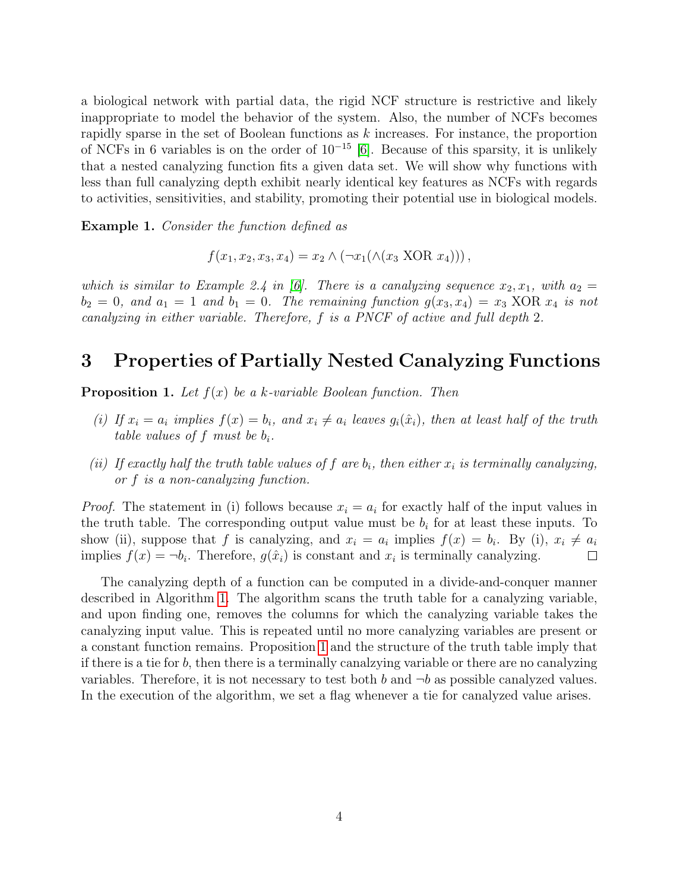a biological network with partial data, the rigid NCF structure is restrictive and likely inappropriate to model the behavior of the system. Also, the number of NCFs becomes rapidly sparse in the set of Boolean functions as $k$ increases. For instance, the proportion of NCFs in 6 variables is on the order of $10^{-15}$ [6]. Because of this sparsity, it is unlikely that a nested canalyzing function fits a given data set. We will show why functions with less than full canalyzing depth exhibit nearly identical key features as NCFs with regards to activities, sensitivities, and stability, promoting their potential use in biological models.

**Example 1.** *Consider the function defined as*

$$f(x_1, x_2, x_3, x_4) = x_2 \wedge (\neg x_1(\wedge(x_3 \text{ XOR } x_4))),$$

*which is similar to Example 2.4 in [6]. There is a canalyzing sequence $x_2, x_1$, with $a_2 = b_2 = 0$, and $a_1 = 1$ and $b_1 = 0$. The remaining function $g(x_3, x_4) = x_3 \text{ XOR } x_4$ is not canalyzing in either variable. Therefore, $f$ is a PNCF of active and full depth 2.*

# 3 Properties of Partially Nested Canalyzing Functions

**Proposition 1.** *Let $f(x)$ be a $k$-variable Boolean function. Then*

*(i) If $x_i = a_i$ implies $f(x) = b_i$, and $x_i \neq a_i$ leaves $g_i(\hat{x}_i)$, then at least half of the truth table values of $f$ must be $b_i$.*

*(ii) If exactly half the truth table values of $f$ are $b_i$, then either $x_i$ is terminally canalyzing, or $f$ is a non-canalyzing function.*

*Proof.* The statement in (i) follows because $x_i = a_i$ for exactly half of the input values in the truth table. The corresponding output value must be $b_i$ for at least these inputs. To show (ii), suppose that $f$ is canalyzing, and $x_i = a_i$ implies $f(x) = b_i$. By (i), $x_i \neq a_i$ implies $f(x) = \neg b_i$. Therefore, $g(\hat{x}_i)$ is constant and $x_i$ is terminally canalyzing. □

The canalyzing depth of a function can be computed in a divide-and-conquer manner described in Algorithm 1. The algorithm scans the truth table for a canalyzing variable, and upon finding one, removes the columns for which the canalyzing variable takes the canalyzing input value. This is repeated until no more canalyzing variables are present or a constant function remains. Proposition 1 and the structure of the truth table imply that if there is a tie for $b$, then there is a terminally canalzying variable or there are no canalyzing variables. Therefore, it is not necessary to test both $b$ and $\neg b$ as possible canalyzed values. In the execution of the algorithm, we set a flag whenever a tie for canalyzed value arises.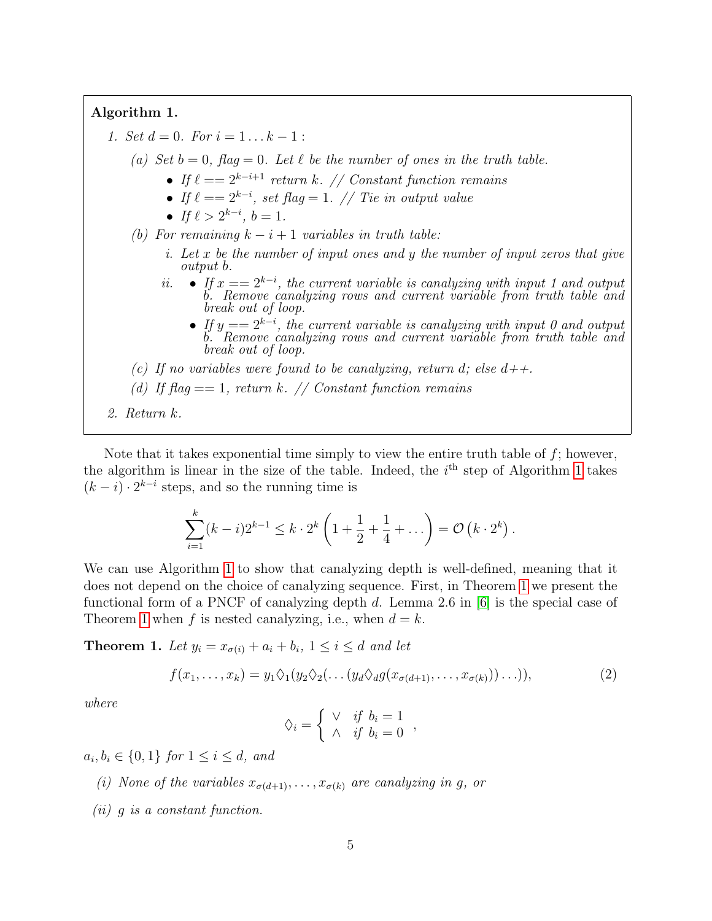**Algorithm 1.**

1. *Set $d = 0$. For $i = 1 \dots k-1$ :*
   - (a) *Set $b = 0$, flag $= 0$. Let $\ell$ be the number of ones in the truth table.*
     - *If $\ell == 2^{k-i+1}$ return $k$. // Constant function remains*
     - *If $\ell == 2^{k-i}$, set flag $= 1$. // Tie in output value*
     - *If $\ell > 2^{k-i}$, $b = 1$.*
   - (b) *For remaining $k - i + 1$ variables in truth table:*
     - i. *Let $x$ be the number of input ones and $y$ the number of input zeros that give output $b$.*
     - ii.
       - *If $x == 2^{k-i}$, the current variable is canalyzing with input 1 and output $b$. Remove canalyzing rows and current variable from truth table and break out of loop.*
       - *If $y == 2^{k-i}$, the current variable is canalyzing with input 0 and output $b$. Remove canalyzing rows and current variable from truth table and break out of loop.*
   - (c) *If no variables were found to be canalyzing, return $d$; else $d$++.*
   - (d) *If flag $== 1$, return $k$. // Constant function remains*
2. *Return $k$.*

Note that it takes exponential time simply to view the entire truth table of $f$; however, the algorithm is linear in the size of the table. Indeed, the $i^{\text{th}}$ step of Algorithm 1 takes $(k-i) \cdot 2^{k-i}$ steps, and so the running time is

$$\sum_{i=1}^{k} (k-i)2^{k-1} \leq k \cdot 2^k \left(1 + \frac{1}{2} + \frac{1}{4} + \dots\right) = \mathcal{O}\left(k \cdot 2^k\right).$$

We can use Algorithm 1 to show that canalyzing depth is well-defined, meaning that it does not depend on the choice of canalyzing sequence. First, in Theorem 1 we present the functional form of a PNCF of canalyzing depth $d$. Lemma 2.6 in [6] is the special case of Theorem 1 when $f$ is nested canalyzing, i.e., when $d = k$.

**Theorem 1.** *Let $y_i = x_{\sigma(i)} + a_i + b_i$, $1 \leq i \leq d$ and let*

$$f(x_1, \dots, x_k) = y_1 \Diamond_1 (y_2 \Diamond_2 (\dots (y_d \Diamond_d g(x_{\sigma(d+1)}, \dots, x_{\sigma(k)})) \dots)), \tag{2}$$

*where*

$$\Diamond_i = \begin{cases} \vee & \text{if } b_i = 1 \\ \wedge & \text{if } b_i = 0 \end{cases},$$

*$a_i, b_i \in \{0, 1\}$ for $1 \leq i \leq d$, and*

*(i) None of the variables $x_{\sigma(d+1)}, \dots, x_{\sigma(k)}$ are canalyzing in $g$, or*

*(ii) $g$ is a constant function.*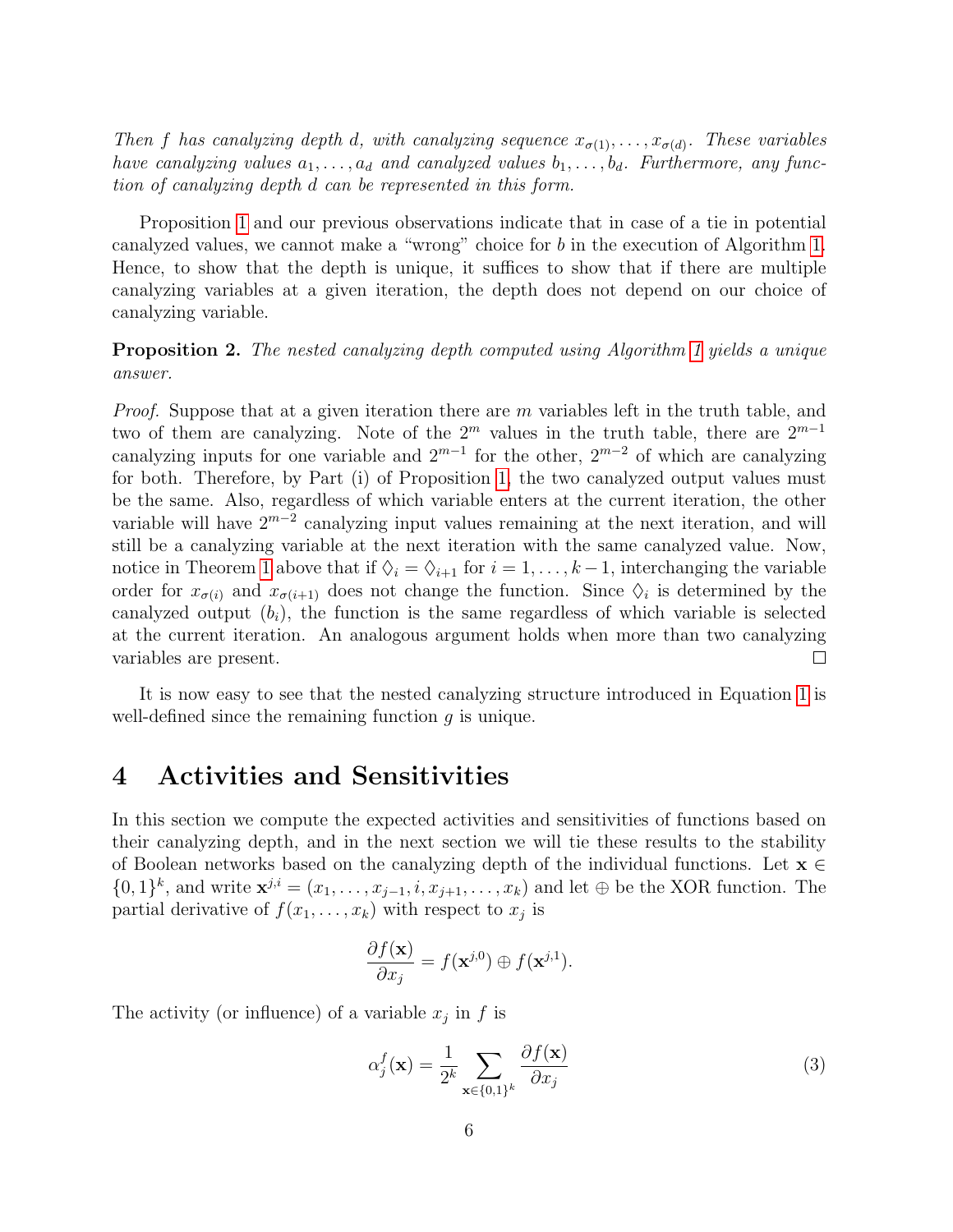*Then $f$ has canalyzing depth $d$, with canalyzing sequence $x_{\sigma(1)}, \ldots, x_{\sigma(d)}$. These variables have canalyzing values $a_1, \ldots, a_d$ and canalyzed values $b_1, \ldots, b_d$. Furthermore, any function of canalyzing depth $d$ can be represented in this form.*

Proposition 1 and our previous observations indicate that in case of a tie in potential canalyzed values, we cannot make a "wrong" choice for $b$ in the execution of Algorithm 1. Hence, to show that the depth is unique, it suffices to show that if there are multiple canalyzing variables at a given iteration, the depth does not depend on our choice of canalyzing variable.

**Proposition 2.** *The nested canalyzing depth computed using Algorithm 1 yields a unique answer.*

*Proof.* Suppose that at a given iteration there are $m$ variables left in the truth table, and two of them are canalyzing. Note of the $2^m$ values in the truth table, there are $2^{m-1}$ canalyzing inputs for one variable and $2^{m-1}$ for the other, $2^{m-2}$ of which are canalyzing for both. Therefore, by Part (i) of Proposition 1, the two canalyzed output values must be the same. Also, regardless of which variable enters at the current iteration, the other variable will have $2^{m-2}$ canalyzing input values remaining at the next iteration, and will still be a canalyzing variable at the next iteration with the same canalyzed value. Now, notice in Theorem 1 above that if $\Diamond_i = \Diamond_{i+1}$ for $i = 1, \ldots, k-1$, interchanging the variable order for $x_{\sigma(i)}$ and $x_{\sigma(i+1)}$ does not change the function. Since $\Diamond_i$ is determined by the canalyzed output ($b_i$), the function is the same regardless of which variable is selected at the current iteration. An analogous argument holds when more than two canalyzing variables are present. □

It is now easy to see that the nested canalyzing structure introduced in Equation 1 is well-defined since the remaining function $g$ is unique.

# 4 Activities and Sensitivities

In this section we compute the expected activities and sensitivities of functions based on their canalyzing depth, and in the next section we will tie these results to the stability of Boolean networks based on the canalyzing depth of the individual functions. Let $\mathbf{x} \in \{0,1\}^k$, and write $\mathbf{x}^{j,i} = (x_1, \ldots, x_{j-1}, i, x_{j+1}, \ldots, x_k)$ and let $\oplus$ be the XOR function. The partial derivative of $f(x_1, \ldots, x_k)$ with respect to $x_j$ is

$$\frac{\partial f(\mathbf{x})}{\partial x_j} = f(\mathbf{x}^{j,0}) \oplus f(\mathbf{x}^{j,1}).$$

The activity (or influence) of a variable $x_j$ in $f$ is

$$\alpha_j^f(\mathbf{x}) = \frac{1}{2^k} \sum_{\mathbf{x} \in \{0,1\}^k} \frac{\partial f(\mathbf{x})}{\partial x_j} \tag{3}$$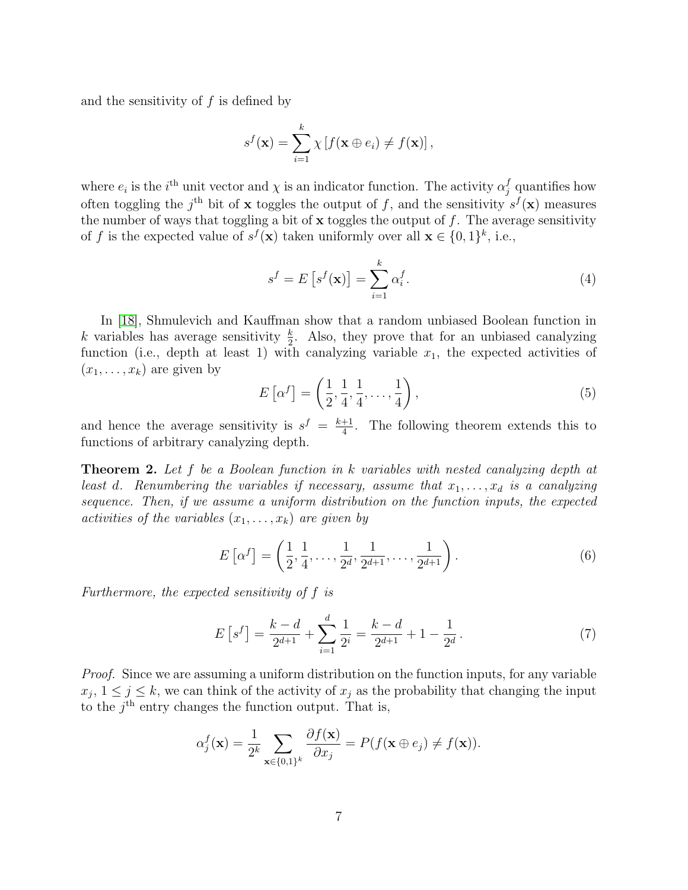and the sensitivity of $f$ is defined by

$$s^f(\mathbf{x}) = \sum_{i=1}^{k} \chi \left[ f(\mathbf{x} \oplus e_i) \neq f(\mathbf{x}) \right],$$

where $e_i$ is the $i^{\text{th}}$ unit vector and $\chi$ is an indicator function. The activity $\alpha_j^f$ quantifies how often toggling the $j^{\text{th}}$ bit of $\mathbf{x}$ toggles the output of $f$, and the sensitivity $s^f(\mathbf{x})$ measures the number of ways that toggling a bit of $\mathbf{x}$ toggles the output of $f$. The average sensitivity of $f$ is the expected value of $s^f(\mathbf{x})$ taken uniformly over all $\mathbf{x} \in \{0,1\}^k$, i.e.,

$$s^f = E\left[s^f(\mathbf{x})\right] = \sum_{i=1}^{k} \alpha_i^f. \tag{4}$$

In [18], Shmulevich and Kauffman show that a random unbiased Boolean function in $k$ variables has average sensitivity $\frac{k}{2}$. Also, they prove that for an unbiased canalyzing function (i.e., depth at least 1) with canalyzing variable $x_1$, the expected activities of $(x_1, \dots, x_k)$ are given by

$$E\left[\alpha^f\right] = \left(\frac{1}{2}, \frac{1}{4}, \frac{1}{4}, \dots, \frac{1}{4}\right), \tag{5}$$

and hence the average sensitivity is $s^f = \frac{k+1}{4}$. The following theorem extends this to functions of arbitrary canalyzing depth.

**Theorem 2.** *Let $f$ be a Boolean function in $k$ variables with nested canalyzing depth at least $d$. Renumbering the variables if necessary, assume that $x_1, \dots, x_d$ is a canalyzing sequence. Then, if we assume a uniform distribution on the function inputs, the expected activities of the variables $(x_1, \dots, x_k)$ are given by*

$$E\left[\alpha^f\right] = \left(\frac{1}{2}, \frac{1}{4}, \dots, \frac{1}{2^d}, \frac{1}{2^{d+1}}, \dots, \frac{1}{2^{d+1}}\right). \tag{6}$$

*Furthermore, the expected sensitivity of $f$ is*

$$E\left[s^f\right] = \frac{k-d}{2^{d+1}} + \sum_{i=1}^{d} \frac{1}{2^i} = \frac{k-d}{2^{d+1}} + 1 - \frac{1}{2^d}. \tag{7}$$

*Proof.* Since we are assuming a uniform distribution on the function inputs, for any variable $x_j$, $1 \leq j \leq k$, we can think of the activity of $x_j$ as the probability that changing the input to the $j^{\text{th}}$ entry changes the function output. That is,

$$\alpha_j^f(\mathbf{x}) = \frac{1}{2^k} \sum_{\mathbf{x} \in \{0,1\}^k} \frac{\partial f(\mathbf{x})}{\partial x_j} = P(f(\mathbf{x} \oplus e_j) \neq f(\mathbf{x})).$$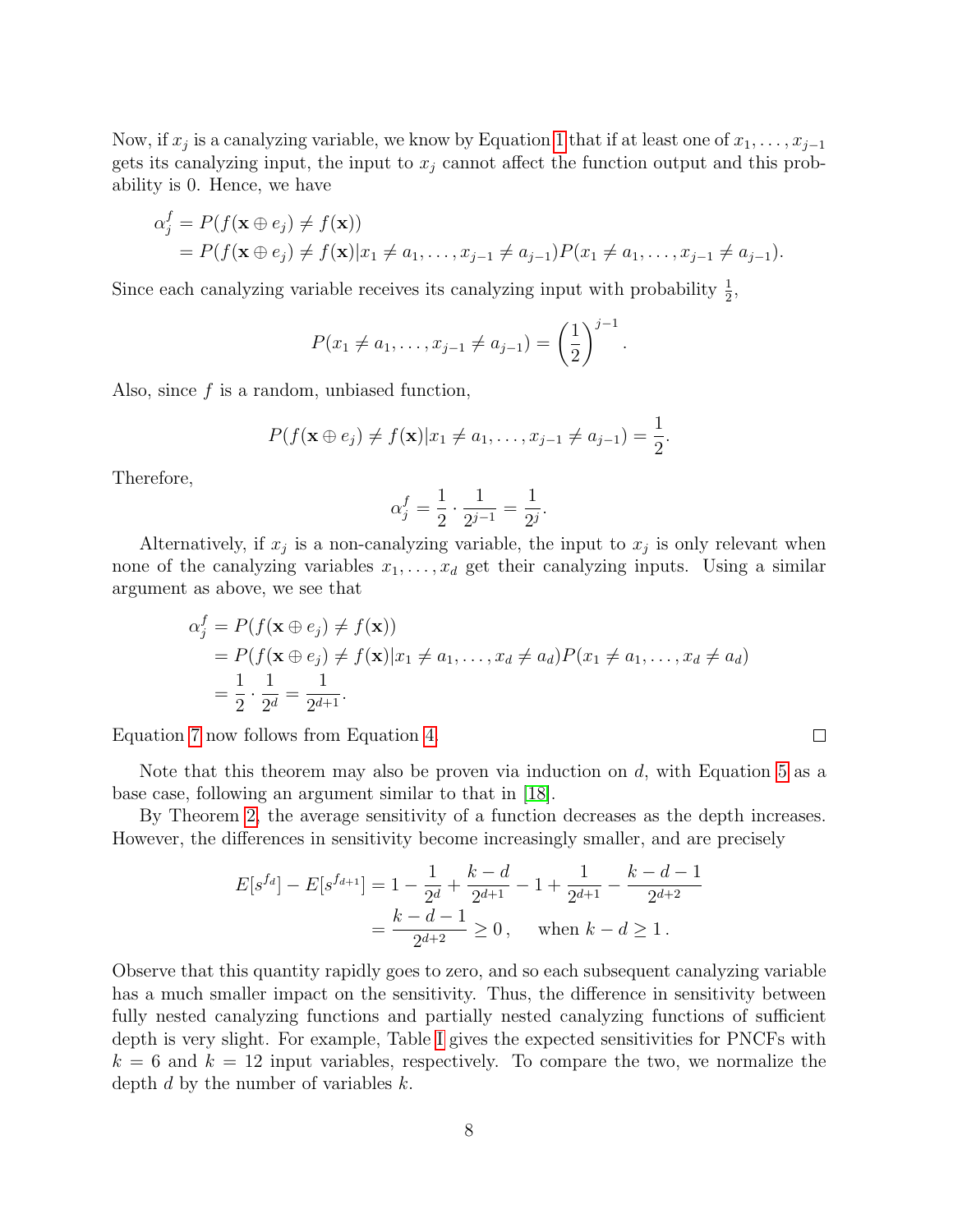Now, if $x_j$ is a canalyzing variable, we know by Equation 1 that if at least one of $x_1, \ldots, x_{j-1}$ gets its canalyzing input, the input to $x_j$ cannot affect the function output and this probability is 0. Hence, we have

$$
\begin{aligned}
\alpha_j^f &= P(f(\mathbf{x} \oplus e_j) \neq f(\mathbf{x})) \\
&= P(f(\mathbf{x} \oplus e_j) \neq f(\mathbf{x}) | x_1 \neq a_1, \ldots, x_{j-1} \neq a_{j-1}) P(x_1 \neq a_1, \ldots, x_{j-1} \neq a_{j-1}).
\end{aligned}
$$

Since each canalyzing variable receives its canalyzing input with probability $\frac{1}{2}$,

$$
P(x_1 \neq a_1, \ldots, x_{j-1} \neq a_{j-1}) = \left(\frac{1}{2}\right)^{j-1}.
$$

Also, since $f$ is a random, unbiased function,

$$
P(f(\mathbf{x} \oplus e_j) \neq f(\mathbf{x}) | x_1 \neq a_1, \ldots, x_{j-1} \neq a_{j-1}) = \frac{1}{2}.
$$

Therefore,

$$
\alpha_j^f = \frac{1}{2} \cdot \frac{1}{2^{j-1}} = \frac{1}{2^j}.
$$

Alternatively, if $x_j$ is a non-canalyzing variable, the input to $x_j$ is only relevant when none of the canalyzing variables $x_1, \ldots, x_d$ get their canalyzing inputs. Using a similar argument as above, we see that

$$
\begin{aligned}
\alpha_j^f &= P(f(\mathbf{x} \oplus e_j) \neq f(\mathbf{x})) \\
&= P(f(\mathbf{x} \oplus e_j) \neq f(\mathbf{x}) | x_1 \neq a_1, \ldots, x_d \neq a_d) P(x_1 \neq a_1, \ldots, x_d \neq a_d) \\
&= \frac{1}{2} \cdot \frac{1}{2^d} = \frac{1}{2^{d+1}}.
\end{aligned}
$$

Equation 7 now follows from Equation 4. $\square$

Note that this theorem may also be proven via induction on $d$, with Equation 5 as a base case, following an argument similar to that in [18].

By Theorem 2, the average sensitivity of a function decreases as the depth increases. However, the differences in sensitivity become increasingly smaller, and are precisely

$$
\begin{aligned}
E[s^{f_d}] - E[s^{f_{d+1}}] &= 1 - \frac{1}{2^d} + \frac{k-d}{2^{d+1}} - 1 + \frac{1}{2^{d+1}} - \frac{k-d-1}{2^{d+2}} \\
&= \frac{k-d-1}{2^{d+2}} \geq 0\,, \quad \text{ when } k - d \geq 1\,.
\end{aligned}
$$

Observe that this quantity rapidly goes to zero, and so each subsequent canalyzing variable has a much smaller impact on the sensitivity. Thus, the difference in sensitivity between fully nested canalyzing functions and partially nested canalyzing functions of sufficient depth is very slight. For example, Table I gives the expected sensitivities for PNCFs with $k = 6$ and $k = 12$ input variables, respectively. To compare the two, we normalize the depth $d$ by the number of variables $k$.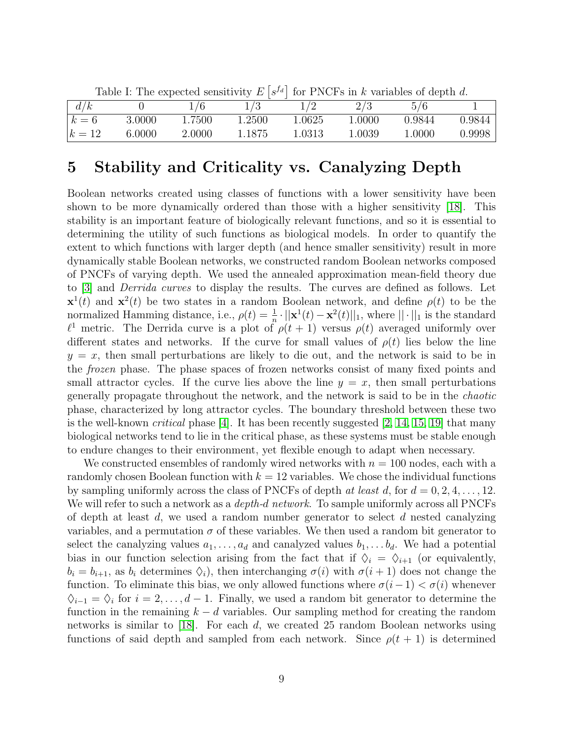Table I: The expected sensitivity $E\left[s^{f_d}\right]$ for PNCFs in $k$ variables of depth $d$.

| $d/k$ | 0 | 1/6 | 1/3 | 1/2 | 2/3 | 5/6 | 1 |
|---|---|---|---|---|---|---|---|
| $k=6$ | 3.0000 | 1.7500 | 1.2500 | 1.0625 | 1.0000 | 0.9844 | 0.9844 |
| $k=12$ | 6.0000 | 2.0000 | 1.1875 | 1.0313 | 1.0039 | 1.0000 | 0.9998 |

# 5 Stability and Criticality vs. Canalyzing Depth

Boolean networks created using classes of functions with a lower sensitivity have been shown to be more dynamically ordered than those with a higher sensitivity [18]. This stability is an important feature of biologically relevant functions, and so it is essential to determining the utility of such functions as biological models. In order to quantify the extent to which functions with larger depth (and hence smaller sensitivity) result in more dynamically stable Boolean networks, we constructed random Boolean networks composed of PNCFs of varying depth. We used the annealed approximation mean-field theory due to [3] and *Derrida curves* to display the results. The curves are defined as follows. Let $\mathbf{x}^1(t)$ and $\mathbf{x}^2(t)$ be two states in a random Boolean network, and define $\rho(t)$ to be the normalized Hamming distance, i.e., $\rho(t) = \frac{1}{n} \cdot ||\mathbf{x}^1(t) - \mathbf{x}^2(t)||_1$, where $||\cdot||_1$ is the standard $\ell^1$ metric. The Derrida curve is a plot of $\rho(t+1)$ versus $\rho(t)$ averaged uniformly over different states and networks. If the curve for small values of $\rho(t)$ lies below the line $y = x$, then small perturbations are likely to die out, and the network is said to be in the *frozen* phase. The phase spaces of frozen networks consist of many fixed points and small attractor cycles. If the curve lies above the line $y = x$, then small perturbations generally propagate throughout the network, and the network is said to be in the *chaotic* phase, characterized by long attractor cycles. The boundary threshold between these two is the well-known *critical* phase [4]. It has been recently suggested [2, 14, 15, 19] that many biological networks tend to lie in the critical phase, as these systems must be stable enough to endure changes to their environment, yet flexible enough to adapt when necessary.

We constructed ensembles of randomly wired networks with $n = 100$ nodes, each with a randomly chosen Boolean function with $k = 12$ variables. We chose the individual functions by sampling uniformly across the class of PNCFs of depth *at least* $d$, for $d = 0, 2, 4, \ldots, 12$. We will refer to such a network as a *depth-d network*. To sample uniformly across all PNCFs of depth at least $d$, we used a random number generator to select $d$ nested canalyzing variables, and a permutation $\sigma$ of these variables. We then used a random bit generator to select the canalyzing values $a_1, \ldots, a_d$ and canalyzed values $b_1, \ldots b_d$. We had a potential bias in our function selection arising from the fact that if $\Diamond_i = \Diamond_{i+1}$ (or equivalently, $b_i = b_{i+1}$, as $b_i$ determines $\Diamond_i$), then interchanging $\sigma(i)$ with $\sigma(i+1)$ does not change the function. To eliminate this bias, we only allowed functions where $\sigma(i-1) < \sigma(i)$ whenever $\Diamond_{i-1} = \Diamond_i$ for $i = 2, \ldots, d-1$. Finally, we used a random bit generator to determine the function in the remaining $k - d$ variables. Our sampling method for creating the random networks is similar to [18]. For each $d$, we created 25 random Boolean networks using functions of said depth and sampled from each network. Since $\rho(t+1)$ is determined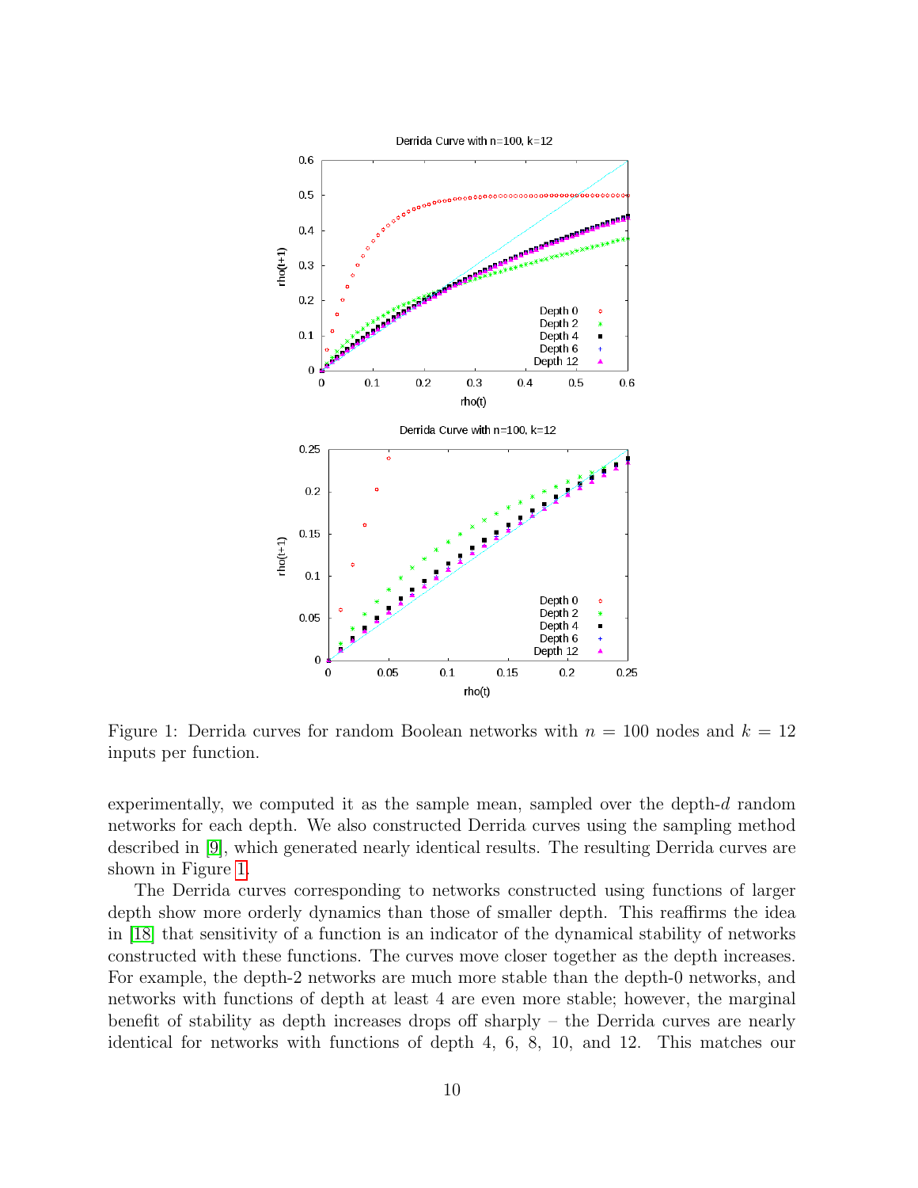Figure 1: Derrida curves for random Boolean networks with $n = 100$ nodes and $k = 12$ inputs per function.

experimentally, we computed it as the sample mean, sampled over the depth-$d$ random networks for each depth. We also constructed Derrida curves using the sampling method described in [9], which generated nearly identical results. The resulting Derrida curves are shown in Figure 1.

The Derrida curves corresponding to networks constructed using functions of larger depth show more orderly dynamics than those of smaller depth. This reaffirms the idea in [18] that sensitivity of a function is an indicator of the dynamical stability of networks constructed with these functions. The curves move closer together as the depth increases. For example, the depth-2 networks are much more stable than the depth-0 networks, and networks with functions of depth at least 4 are even more stable; however, the marginal benefit of stability as depth increases drops off sharply – the Derrida curves are nearly identical for networks with functions of depth 4, 6, 8, 10, and 12. This matches our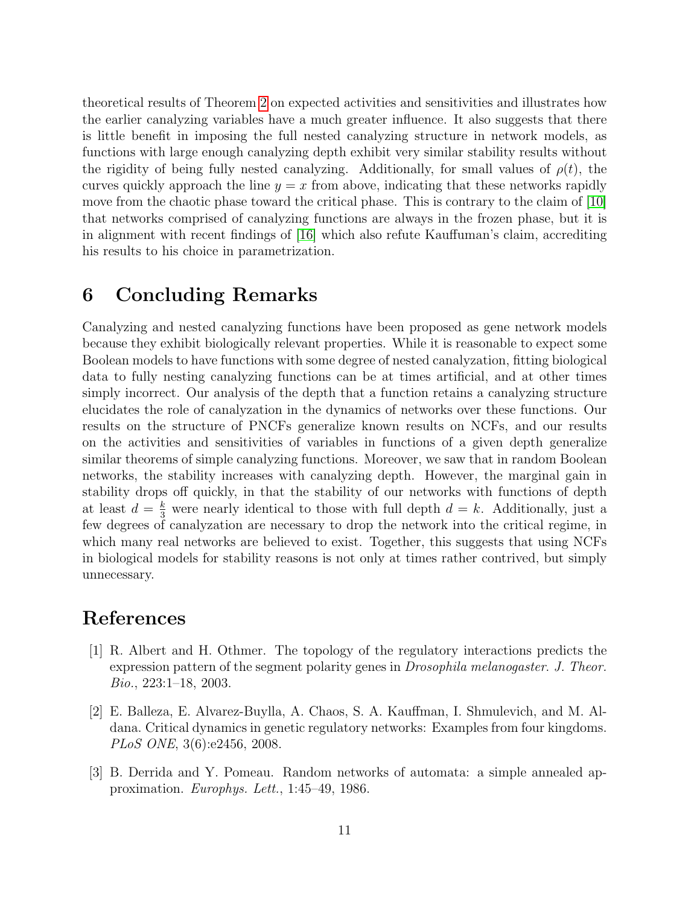theoretical results of Theorem 2 on expected activities and sensitivities and illustrates how the earlier canalyzing variables have a much greater influence. It also suggests that there is little benefit in imposing the full nested canalyzing structure in network models, as functions with large enough canalyzing depth exhibit very similar stability results without the rigidity of being fully nested canalyzing. Additionally, for small values of $\rho(t)$, the curves quickly approach the line $y = x$ from above, indicating that these networks rapidly move from the chaotic phase toward the critical phase. This is contrary to the claim of [10] that networks comprised of canalyzing functions are always in the frozen phase, but it is in alignment with recent findings of [16] which also refute Kauffuman's claim, accrediting his results to his choice in parametrization.

## 6 Concluding Remarks

Canalyzing and nested canalyzing functions have been proposed as gene network models because they exhibit biologically relevant properties. While it is reasonable to expect some Boolean models to have functions with some degree of nested canalyzation, fitting biological data to fully nesting canalyzing functions can be at times artificial, and at other times simply incorrect. Our analysis of the depth that a function retains a canalyzing structure elucidates the role of canalyzation in the dynamics of networks over these functions. Our results on the structure of PNCFs generalize known results on NCFs, and our results on the activities and sensitivities of variables in functions of a given depth generalize similar theorems of simple canalyzing functions. Moreover, we saw that in random Boolean networks, the stability increases with canalyzing depth. However, the marginal gain in stability drops off quickly, in that the stability of our networks with functions of depth at least $d = \frac{k}{3}$ were nearly identical to those with full depth $d = k$. Additionally, just a few degrees of canalyzation are necessary to drop the network into the critical regime, in which many real networks are believed to exist. Together, this suggests that using NCFs in biological models for stability reasons is not only at times rather contrived, but simply unnecessary.

## References

[1] R. Albert and H. Othmer. The topology of the regulatory interactions predicts the expression pattern of the segment polarity genes in *Drosophila melanogaster*. *J. Theor. Bio.*, 223:1–18, 2003.

[2] E. Balleza, E. Alvarez-Buylla, A. Chaos, S. A. Kauffman, I. Shmulevich, and M. Aldana. Critical dynamics in genetic regulatory networks: Examples from four kingdoms. *PLoS ONE*, 3(6):e2456, 2008.

[3] B. Derrida and Y. Pomeau. Random networks of automata: a simple annealed approximation. *Europhys. Lett.*, 1:45–49, 1986.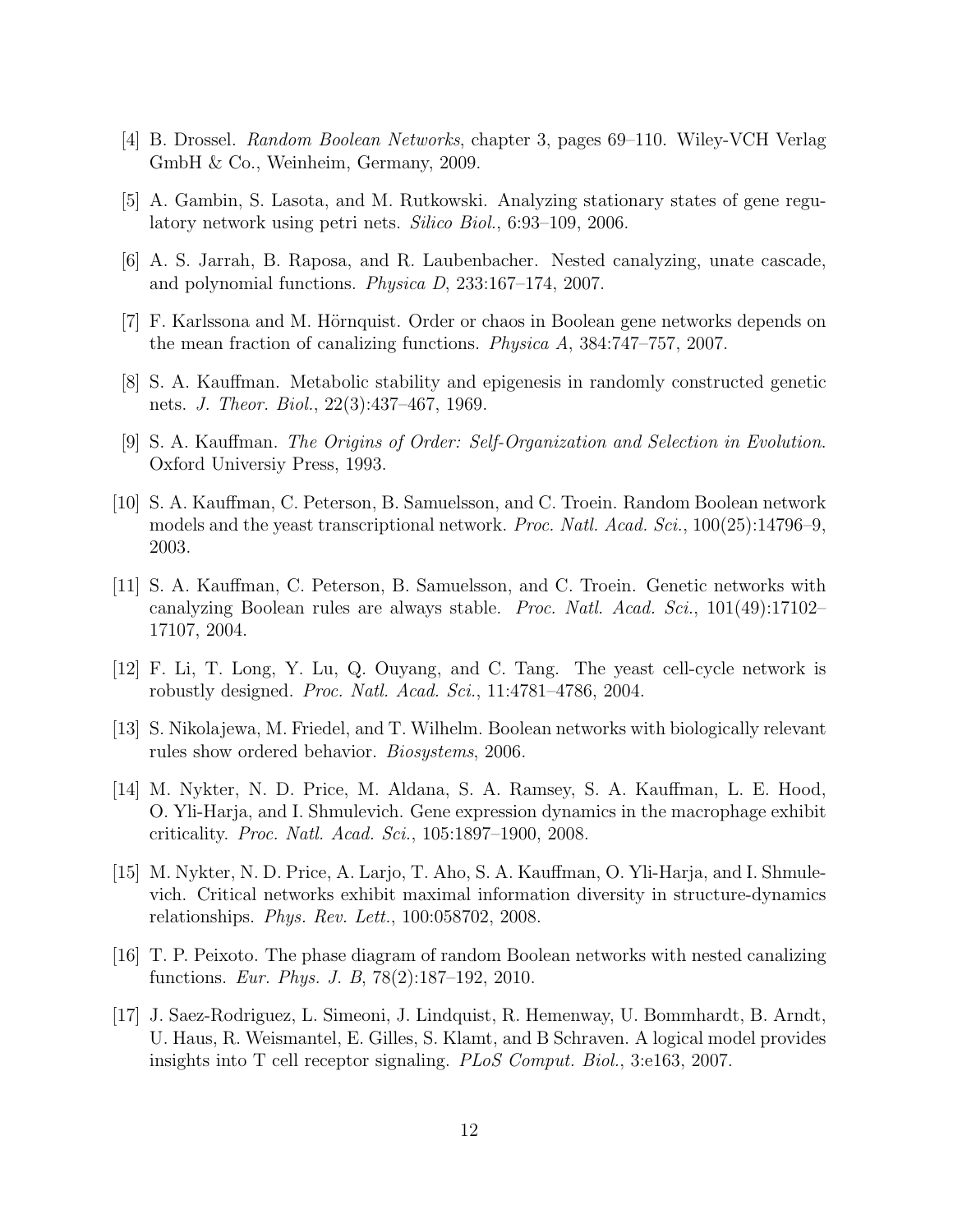[4] B. Drossel. *Random Boolean Networks*, chapter 3, pages 69–110. Wiley-VCH Verlag GmbH & Co., Weinheim, Germany, 2009.

[5] A. Gambin, S. Lasota, and M. Rutkowski. Analyzing stationary states of gene regulatory network using petri nets. *Silico Biol.*, 6:93–109, 2006.

[6] A. S. Jarrah, B. Raposa, and R. Laubenbacher. Nested canalyzing, unate cascade, and polynomial functions. *Physica D*, 233:167–174, 2007.

[7] F. Karlssona and M. Hörnquist. Order or chaos in Boolean gene networks depends on the mean fraction of canalizing functions. *Physica A*, 384:747–757, 2007.

[8] S. A. Kauffman. Metabolic stability and epigenesis in randomly constructed genetic nets. *J. Theor. Biol.*, 22(3):437–467, 1969.

[9] S. A. Kauffman. *The Origins of Order: Self-Organization and Selection in Evolution*. Oxford Universiy Press, 1993.

[10] S. A. Kauffman, C. Peterson, B. Samuelsson, and C. Troein. Random Boolean network models and the yeast transcriptional network. *Proc. Natl. Acad. Sci.*, 100(25):14796–9, 2003.

[11] S. A. Kauffman, C. Peterson, B. Samuelsson, and C. Troein. Genetic networks with canalyzing Boolean rules are always stable. *Proc. Natl. Acad. Sci.*, 101(49):17102–17107, 2004.

[12] F. Li, T. Long, Y. Lu, Q. Ouyang, and C. Tang. The yeast cell-cycle network is robustly designed. *Proc. Natl. Acad. Sci.*, 11:4781–4786, 2004.

[13] S. Nikolajewa, M. Friedel, and T. Wilhelm. Boolean networks with biologically relevant rules show ordered behavior. *Biosystems*, 2006.

[14] M. Nykter, N. D. Price, M. Aldana, S. A. Ramsey, S. A. Kauffman, L. E. Hood, O. Yli-Harja, and I. Shmulevich. Gene expression dynamics in the macrophage exhibit criticality. *Proc. Natl. Acad. Sci.*, 105:1897–1900, 2008.

[15] M. Nykter, N. D. Price, A. Larjo, T. Aho, S. A. Kauffman, O. Yli-Harja, and I. Shmulevich. Critical networks exhibit maximal information diversity in structure-dynamics relationships. *Phys. Rev. Lett.*, 100:058702, 2008.

[16] T. P. Peixoto. The phase diagram of random Boolean networks with nested canalizing functions. *Eur. Phys. J. B*, 78(2):187–192, 2010.

[17] J. Saez-Rodriguez, L. Simeoni, J. Lindquist, R. Hemenway, U. Bommhardt, B. Arndt, U. Haus, R. Weismantel, E. Gilles, S. Klamt, and B Schraven. A logical model provides insights into T cell receptor signaling. *PLoS Comput. Biol.*, 3:e163, 2007.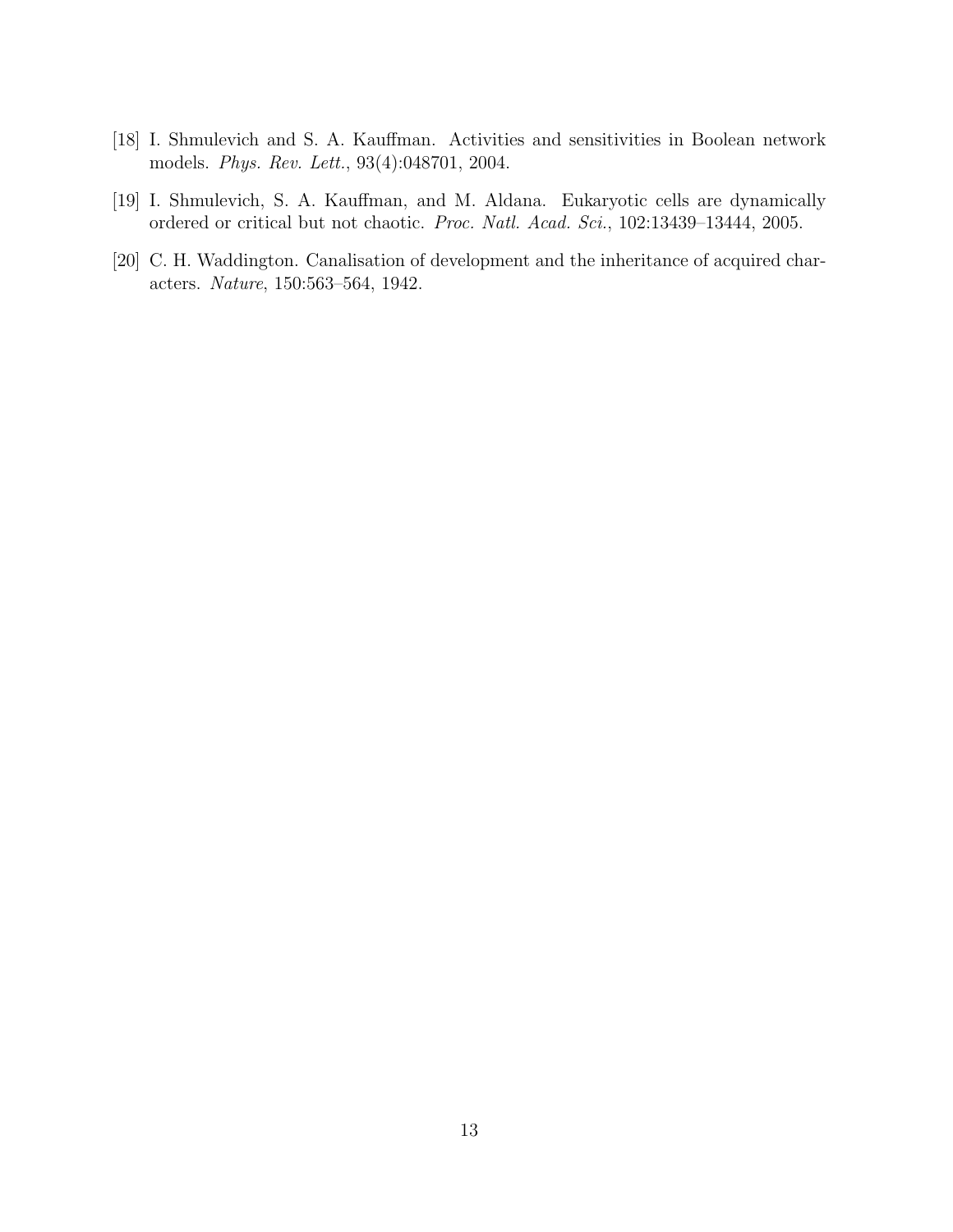[18] I. Shmulevich and S. A. Kauffman. Activities and sensitivities in Boolean network models. *Phys. Rev. Lett.*, 93(4):048701, 2004.

[19] I. Shmulevich, S. A. Kauffman, and M. Aldana. Eukaryotic cells are dynamically ordered or critical but not chaotic. *Proc. Natl. Acad. Sci.*, 102:13439–13444, 2005.

[20] C. H. Waddington. Canalisation of development and the inheritance of acquired characters. *Nature*, 150:563–564, 1942.